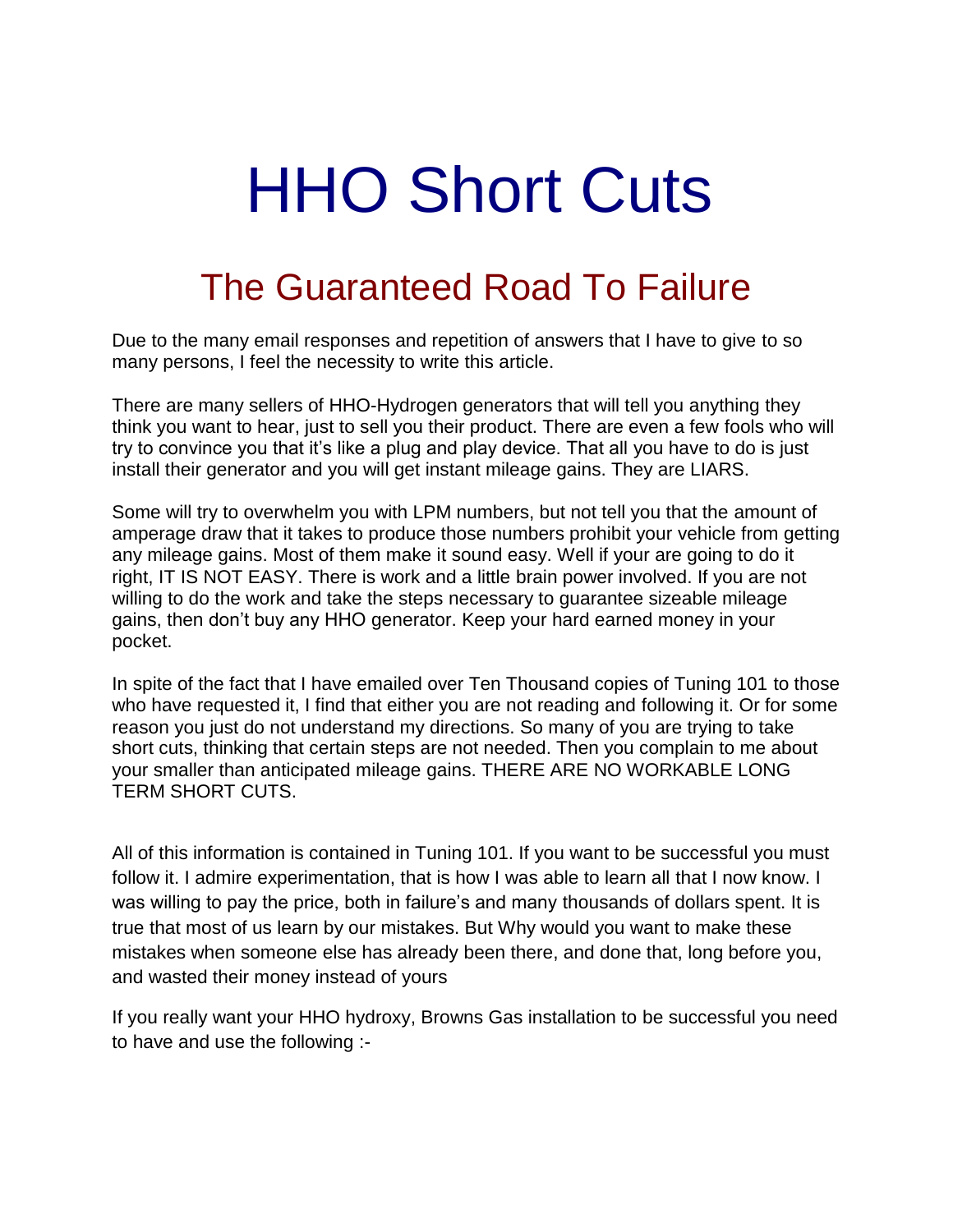# HHO Short Cuts

## The Guaranteed Road To Failure

Due to the many email responses and repetition of answers that I have to give to so many persons, I feel the necessity to write this article.

There are many sellers of HHO-Hydrogen generators that will tell you anything they think you want to hear, just to sell you their product. There are even a few fools who will try to convince you that it's like a plug and play device. That all you have to do is just install their generator and you will get instant mileage gains. They are LIARS.

Some will try to overwhelm you with LPM numbers, but not tell you that the amount of amperage draw that it takes to produce those numbers prohibit your vehicle from getting any mileage gains. Most of them make it sound easy. Well if your are going to do it right, IT IS NOT EASY. There is work and a little brain power involved. If you are not willing to do the work and take the steps necessary to guarantee sizeable mileage gains, then don't buy any HHO generator. Keep your hard earned money in your pocket.

In spite of the fact that I have emailed over Ten Thousand copies of Tuning 101 to those who have requested it, I find that either you are not reading and following it. Or for some reason you just do not understand my directions. So many of you are trying to take short cuts, thinking that certain steps are not needed. Then you complain to me about your smaller than anticipated mileage gains. THERE ARE NO WORKABLE LONG TERM SHORT CUTS.

All of this information is contained in Tuning 101. If you want to be successful you must follow it. I admire experimentation, that is how I was able to learn all that I now know. I was willing to pay the price, both in failure's and many thousands of dollars spent. It is true that most of us learn by our mistakes. But Why would you want to make these mistakes when someone else has already been there, and done that, long before you, and wasted their money instead of yours

If you really want your HHO hydroxy, Browns Gas installation to be successful you need to have and use the following :-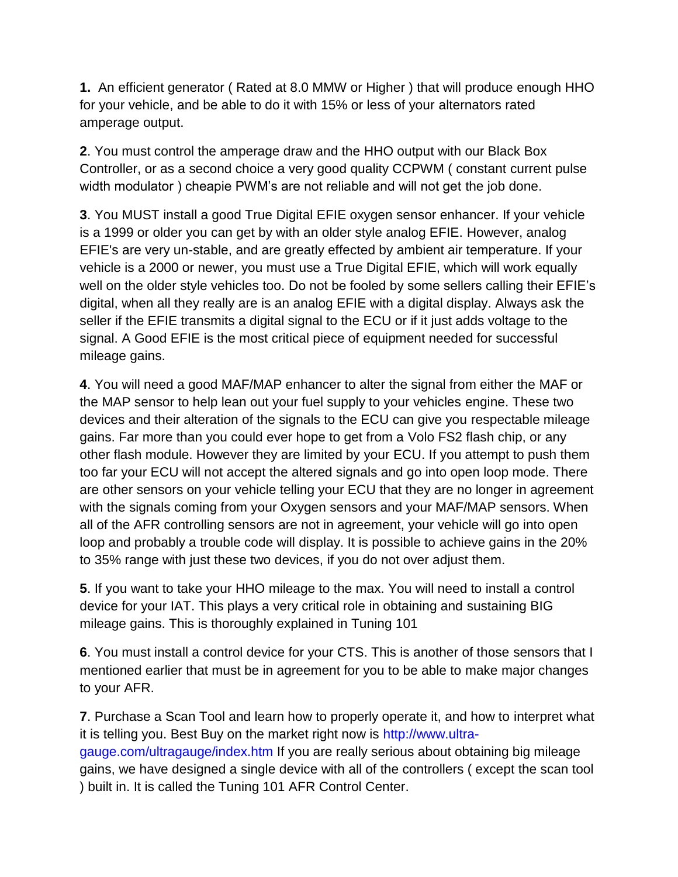**1.** An efficient generator ( Rated at 8.0 MMW or Higher ) that will produce enough HHO for your vehicle, and be able to do it with 15% or less of your alternators rated amperage output.

**2**. You must control the amperage draw and the HHO output with our Black Box Controller, or as a second choice a very good quality CCPWM ( constant current pulse width modulator ) cheapie PWM's are not reliable and will not get the job done.

**3**. You MUST install a good True Digital EFIE oxygen sensor enhancer. If your vehicle is a 1999 or older you can get by with an older style analog EFIE. However, analog EFIE's are very un-stable, and are greatly effected by ambient air temperature. If your vehicle is a 2000 or newer, you must use a True Digital EFIE, which will work equally well on the older style vehicles too. Do not be fooled by some sellers calling their EFIE's digital, when all they really are is an analog EFIE with a digital display. Always ask the seller if the EFIE transmits a digital signal to the ECU or if it just adds voltage to the signal. A Good EFIE is the most critical piece of equipment needed for successful mileage gains.

**4**. You will need a good MAF/MAP enhancer to alter the signal from either the MAF or the MAP sensor to help lean out your fuel supply to your vehicles engine. These two devices and their alteration of the signals to the ECU can give you respectable mileage gains. Far more than you could ever hope to get from a Volo FS2 flash chip, or any other flash module. However they are limited by your ECU. If you attempt to push them too far your ECU will not accept the altered signals and go into open loop mode. There are other sensors on your vehicle telling your ECU that they are no longer in agreement with the signals coming from your Oxygen sensors and your MAF/MAP sensors. When all of the AFR controlling sensors are not in agreement, your vehicle will go into open loop and probably a trouble code will display. It is possible to achieve gains in the 20% to 35% range with just these two devices, if you do not over adjust them.

**5**. If you want to take your HHO mileage to the max. You will need to install a control device for your IAT. This plays a very critical role in obtaining and sustaining BIG mileage gains. This is thoroughly explained in Tuning 101

**6**. You must install a control device for your CTS. This is another of those sensors that I mentioned earlier that must be in agreement for you to be able to make major changes to your AFR.

**7**. Purchase a Scan Tool and learn how to properly operate it, and how to interpret what it is telling you. Best Buy on the market right now is http://www.ultra-gauge.com/ultragauge/index.htm If you are really serious about obtaining big mileage gains, we have designed a single device with all of the controllers ( except the scan tool ) built in. It is called the Tuning 101 AFR Control Center.